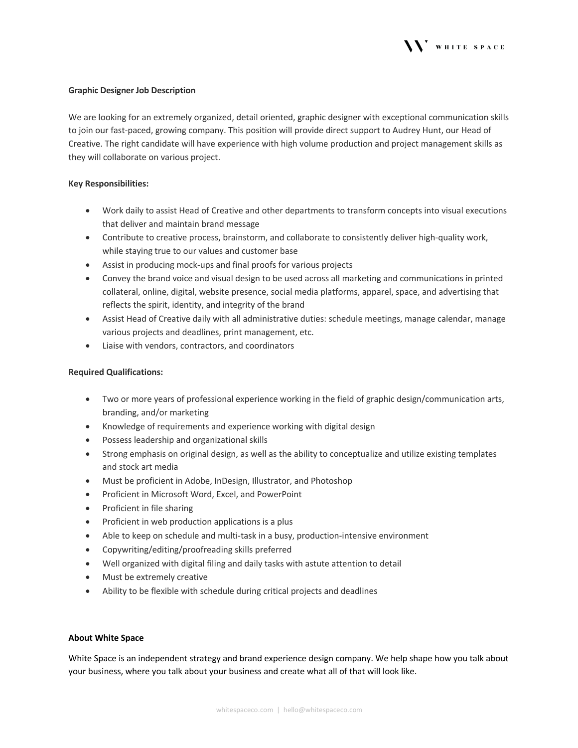## Graphic Designer Job Description

We are looking for an extremely organized, detail oriented, graphic designer with exceptional communication skills to join our fast-paced, growing company. This position will provide direct support to Audrey Hunt, our Head of Creative. The right candidate will have experience with high volume production and project management skills as they will collaborate on various project.

### Key Responsibilities:

- Work daily to assist Head of Creative and other departments to transform concepts into visual executions that deliver and maintain brand message
- Contribute to creative process, brainstorm, and collaborate to consistently deliver high-quality work, while staying true to our values and customer base
- Assist in producing mock-ups and final proofs for various projects
- Convey the brand voice and visual design to be used across all marketing and communications in printed collateral, online, digital, website presence, social media platforms, apparel, space, and advertising that reflects the spirit, identity, and integrity of the brand
- Assist Head of Creative daily with all administrative duties: schedule meetings, manage calendar, manage various projects and deadlines, print management, etc.
- Liaise with vendors, contractors, and coordinators

### Required Qualifications:

- Two or more years of professional experience working in the field of graphic design/communication arts, branding, and/or marketing
- Knowledge of requirements and experience working with digital design
- Possess leadership and organizational skills
- Strong emphasis on original design, as well as the ability to conceptualize and utilize existing templates and stock art media
- Must be proficient in Adobe, InDesign, Illustrator, and Photoshop
- Proficient in Microsoft Word, Excel, and PowerPoint
- Proficient in file sharing
- Proficient in web production applications is a plus
- Able to keep on schedule and multi-task in a busy, production-intensive environment
- Copywriting/editing/proofreading skills preferred
- Well organized with digital filing and daily tasks with astute attention to detail
- Must be extremely creative
- Ability to be flexible with schedule during critical projects and deadlines

### About White Space

White Space is an independent strategy and brand experience design company. We help shape how you talk about your business, where you talk about your business and create what all of that will look like.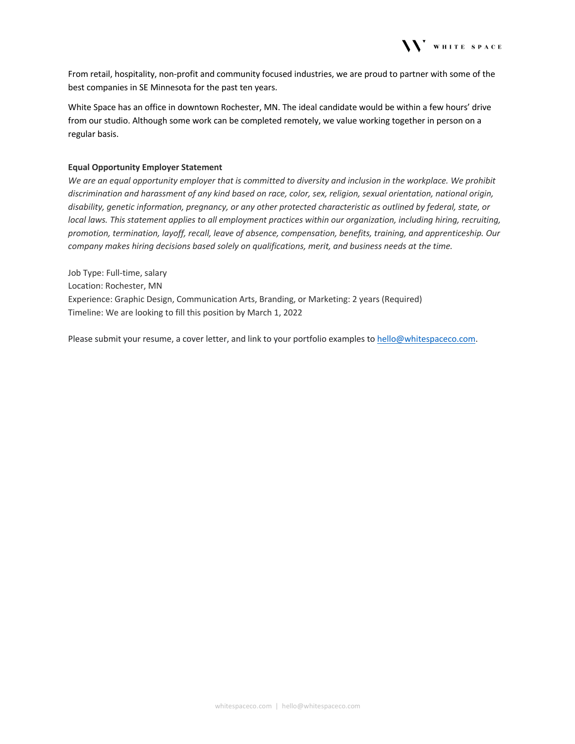From retail, hospitality, non-profit and community focused industries, we are proud to partner with some of the best companies in SE Minnesota for the past ten years.

White Space has an office in downtown Rochester, MN. The ideal candidate would be within a few hours' drive from our studio. Although some work can be completed remotely, we value working together in person on a regular basis.

**Equal Opportunity Employer Statement**

*We are an equal opportunity employer that is committed to diversity and inclusion in the workplace. We prohibit discrimination and harassment of any kind based on race, color, sex, religion, sexual orientation, national origin, disability, genetic information, pregnancy, or any other protected characteristic as outlined by federal, state, or local laws. This statement applies to all employment practices within our organization, including hiring, recruiting, promotion, termination, layoff, recall, leave of absence, compensation, benefits, training, and apprenticeship. Our company makes hiring decisions based solely on qualifications, merit, and business needs at the time.*

Job Type: Full-time, salary
Location: Rochester, MN
Experience: Graphic Design, Communication Arts, Branding, or Marketing: 2 years (Required)
Timeline: We are looking to fill this position by March 1, 2022

Please submit your resume, a cover letter, and link to your portfolio examples to hello@whitespaceco.com.